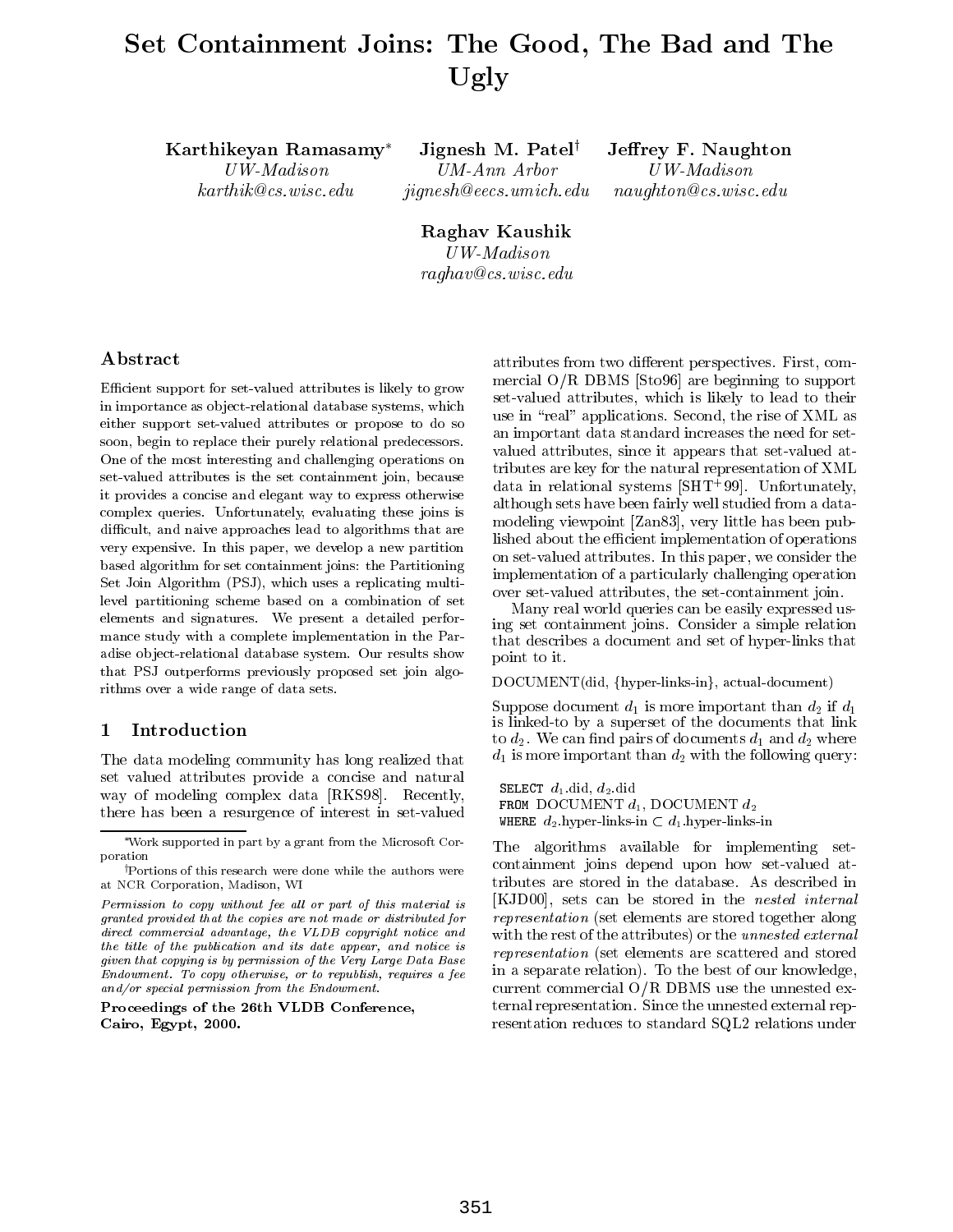# Set Containment Joins: The Good, The Bad and The Ugly

**Karthikeyan Ramasamy***
*UW-Madison*
*karthik@cs.wisc.edu*

**Jignesh M. Patel†**
*UM-Ann Arbor*
*jignesh@eecs.umich.edu*

**Jeffrey F. Naughton**
*UW-Madison*
*naughton@cs.wisc.edu*

**Raghav Kaushik**
*UW-Madison*
*raghav@cs.wisc.edu*

## Abstract

Efficient support for set-valued attributes is likely to grow in importance as object-relational database systems, which either support set-valued attributes or propose to do so soon, begin to replace their purely relational predecessors. One of the most interesting and challenging operations on set-valued attributes is the set containment join, because it provides a concise and elegant way to express otherwise complex queries. Unfortunately, evaluating these joins is difficult, and naive approaches lead to algorithms that are very expensive. In this paper, we develop a new partition based algorithm for set containment joins: the Partitioning Set Join Algorithm (PSJ), which uses a replicating multi-level partitioning scheme based on a combination of set elements and signatures. We present a detailed performance study with a complete implementation in the Paradise object-relational database system. Our results show that PSJ outperforms previously proposed set join algorithms over a wide range of data sets.

## 1 Introduction

The data modeling community has long realized that set valued attributes provide a concise and natural way of modeling complex data [RKS98]. Recently, there has been a resurgence of interest in set-valued attributes from two different perspectives. First, commercial O/R DBMS [Sto96] are beginning to support set-valued attributes, which is likely to lead to their use in "real" applications. Second, the rise of XML as an important data standard increases the need for set-valued attributes, since it appears that set-valued attributes are key for the natural representation of XML data in relational systems [SHT+99]. Unfortunately, although sets have been fairly well studied from a data-modeling viewpoint [Zan83], very little has been published about the efficient implementation of operations on set-valued attributes. In this paper, we consider the implementation of a particularly challenging operation over set-valued attributes, the set-containment join.

Many real world queries can be easily expressed using set containment joins. Consider a simple relation that describes a document and set of hyper-links that point to it.

DOCUMENT(did, {hyper-links-in}, actual-document)

Suppose document $d_1$ is more important than $d_2$ if $d_1$ is linked-to by a superset of the documents that link to $d_2$. We can find pairs of documents $d_1$ and $d_2$ where $d_1$ is more important than $d_2$ with the following query:

```
SELECT d1.did, d2.did
FROM DOCUMENT d1, DOCUMENT d2
WHERE d2.hyper-links-in ⊂ d1.hyper-links-in
```

The algorithms available for implementing set-containment joins depend upon how set-valued attributes are stored in the database. As described in [KJD00], sets can be stored in the *nested internal representation* (set elements are stored together along with the rest of the attributes) or the *unnested external representation* (set elements are scattered and stored in a separate relation). To the best of our knowledge, current commercial O/R DBMS use the unnested external representation. Since the unnested external representation reduces to standard SQL2 relations under

*Work supported in part by a grant from the Microsoft Corporation

†Portions of this research were done while the authors were at NCR Corporation, Madison, WI

*Permission to copy without fee all or part of this material is granted provided that the copies are not made or distributed for direct commercial advantage, the VLDB copyright notice and the title of the publication and its date appear, and notice is given that copying is by permission of the Very Large Data Base Endowment. To copy otherwise, or to republish, requires a fee and/or special permission from the Endowment.*

**Proceedings of the 26th VLDB Conference, Cairo, Egypt, 2000.**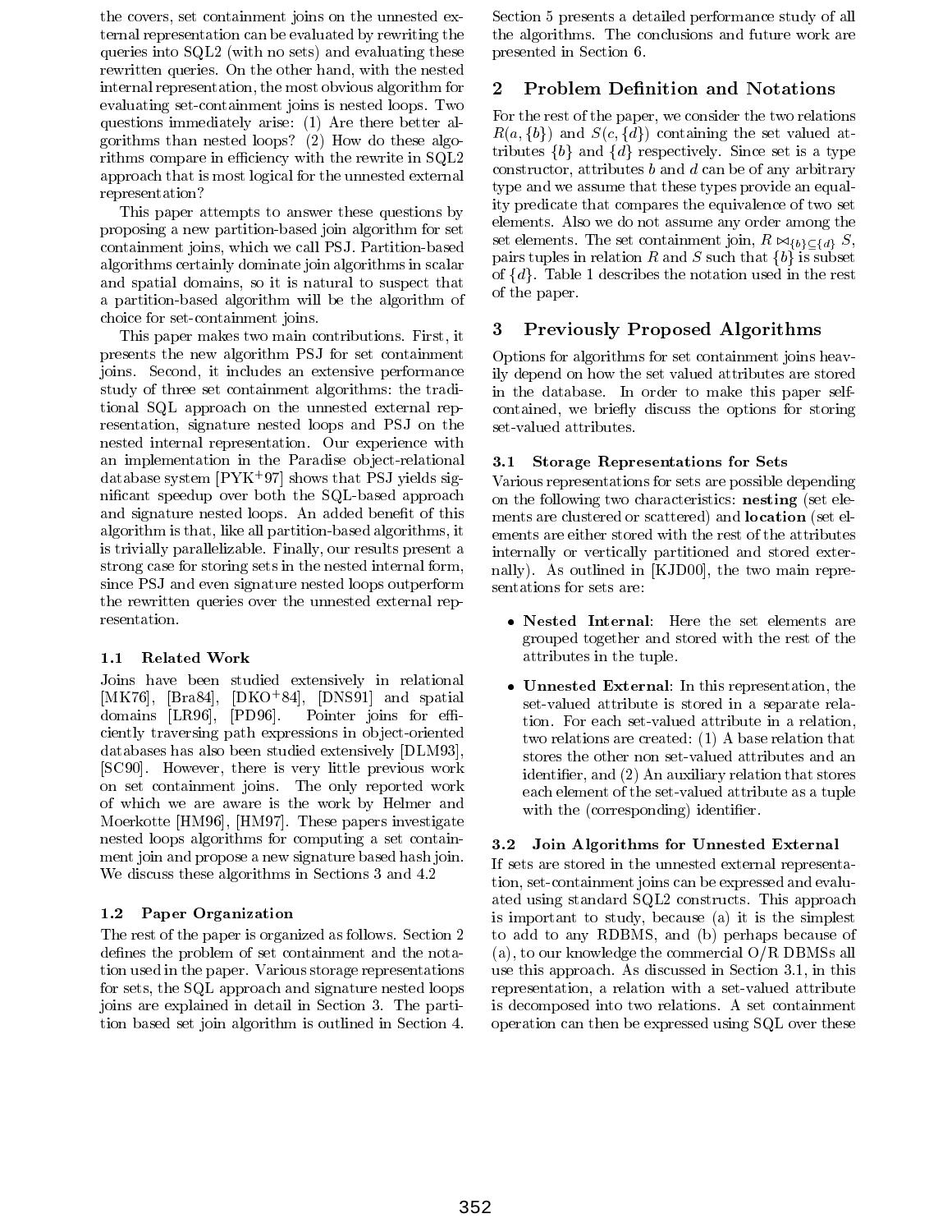the covers, set containment joins on the unnested external representation can be evaluated by rewriting the queries into SQL2 (with no sets) and evaluating these rewritten queries. On the other hand, with the nested internal representation, the most obvious algorithm for evaluating set-containment joins is nested loops. Two questions immediately arise: (1) Are there better algorithms than nested loops? (2) How do these algorithms compare in efficiency with the rewrite in SQL2 approach that is most logical for the unnested external representation?

This paper attempts to answer these questions by proposing a new partition-based join algorithm for set containment joins, which we call PSJ. Partition-based algorithms certainly dominate join algorithms in scalar and spatial domains, so it is natural to suspect that a partition-based algorithm will be the algorithm of choice for set-containment joins.

This paper makes two main contributions. First, it presents the new algorithm PSJ for set containment joins. Second, it includes an extensive performance study of three set containment algorithms: the traditional SQL approach on the unnested external representation, signature nested loops and PSJ on the nested internal representation. Our experience with an implementation in the Paradise object-relational database system [PYK+97] shows that PSJ yields significant speedup over both the SQL-based approach and signature nested loops. An added benefit of this algorithm is that, like all partition-based algorithms, it is trivially parallelizable. Finally, our results present a strong case for storing sets in the nested internal form, since PSJ and even signature nested loops outperform the rewritten queries over the unnested external representation.

### 1.1 Related Work

Joins have been studied extensively in relational [MK76], [Bra84], [DKO+84], [DNS91] and spatial domains [LR96], [PD96]. Pointer joins for efficiently traversing path expressions in object-oriented databases has also been studied extensively [DLM93], [SC90]. However, there is very little previous work on set containment joins. The only reported work of which we are aware is the work by Helmer and Moerkotte [HM96], [HM97]. These papers investigate nested loops algorithms for computing a set containment join and propose a new signature based hash join. We discuss these algorithms in Sections 3 and 4.2

### 1.2 Paper Organization

The rest of the paper is organized as follows. Section 2 defines the problem of set containment and the notation used in the paper. Various storage representations for sets, the SQL approach and signature nested loops joins are explained in detail in Section 3. The partition based set join algorithm is outlined in Section 4. Section 5 presents a detailed performance study of all the algorithms. The conclusions and future work are presented in Section 6.

## 2 Problem Definition and Notations

For the rest of the paper, we consider the two relations $R(a, \{b\})$ and $S(c, \{d\})$ containing the set valued attributes $\{b\}$ and $\{d\}$ respectively. Since set is a type constructor, attributes $b$ and $d$ can be of any arbitrary type and we assume that these types provide an equality predicate that compares the equivalence of two set elements. Also we do not assume any order among the set elements. The set containment join, $R \bowtie_{\{b\} \subseteq \{d\}} S$, pairs tuples in relation $R$ and $S$ such that $\{b\}$ is subset of $\{d\}$. Table 1 describes the notation used in the rest of the paper.

## 3 Previously Proposed Algorithms

Options for algorithms for set containment joins heavily depend on how the set valued attributes are stored in the database. In order to make this paper self-contained, we briefly discuss the options for storing set-valued attributes.

### 3.1 Storage Representations for Sets

Various representations for sets are possible depending on the following two characteristics: **nesting** (set elements are clustered or scattered) and **location** (set elements are either stored with the rest of the attributes internally or vertically partitioned and stored externally). As outlined in [KJD00], the two main representations for sets are:

- **Nested Internal**: Here the set elements are grouped together and stored with the rest of the attributes in the tuple.
- **Unnested External**: In this representation, the set-valued attribute is stored in a separate relation. For each set-valued attribute in a relation, two relations are created: (1) A base relation that stores the other non set-valued attributes and an identifier, and (2) An auxiliary relation that stores each element of the set-valued attribute as a tuple with the (corresponding) identifier.

### 3.2 Join Algorithms for Unnested External

If sets are stored in the unnested external representation, set-containment joins can be expressed and evaluated using standard SQL2 constructs. This approach is important to study, because (a) it is the simplest to add to any RDBMS, and (b) perhaps because of (a), to our knowledge the commercial O/R DBMSs all use this approach. As discussed in Section 3.1, in this representation, a relation with a set-valued attribute is decomposed into two relations. A set containment operation can then be expressed using SQL over these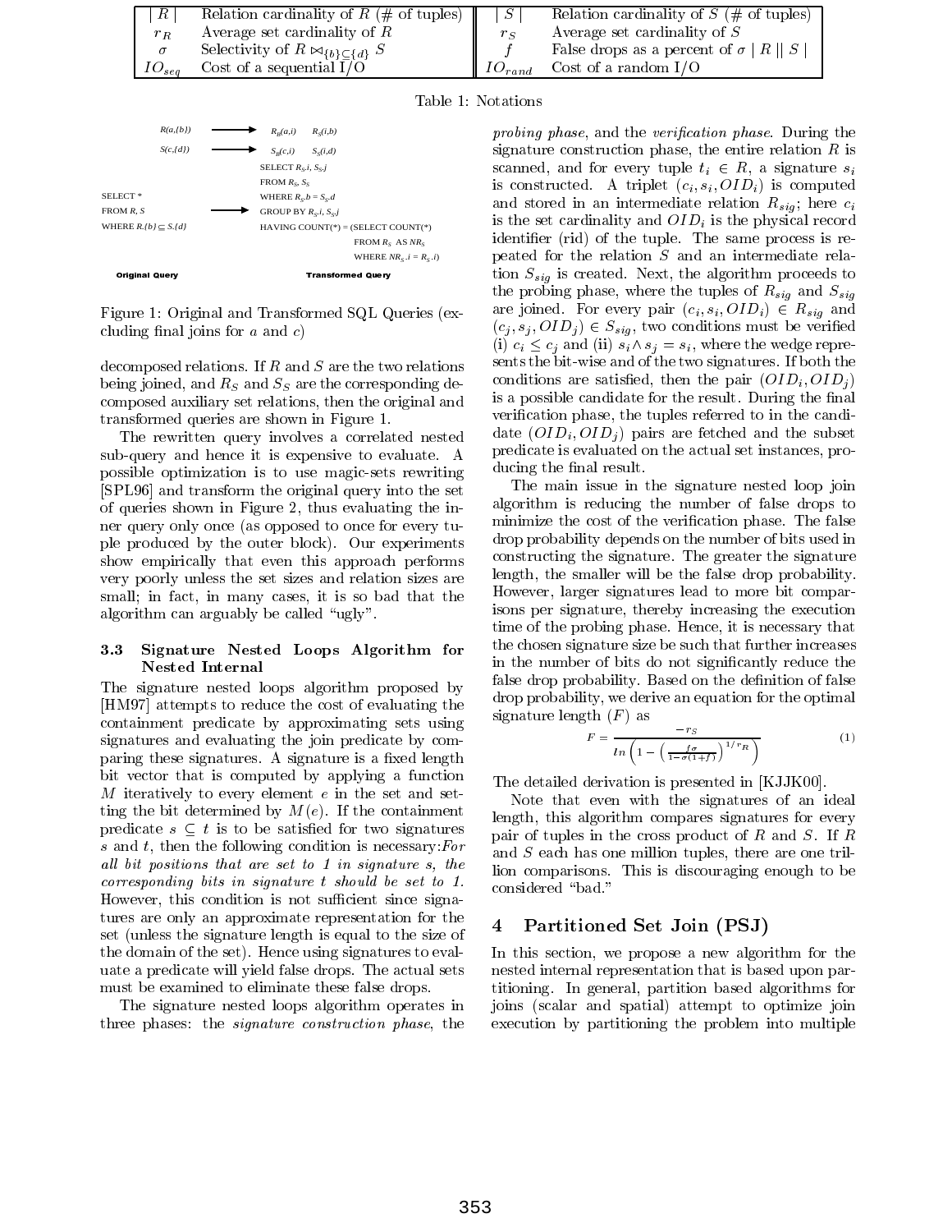| $\|R\|$ | Relation cardinality of $R$ (# of tuples) | $\|S\|$ | Relation cardinality of $S$ (# of tuples) |
|---|---|---|---|
| $r_R$ | Average set cardinality of $R$ | $r_S$ | Average set cardinality of $S$ |
| $\sigma$ | Selectivity of $R \bowtie_{\{b\} \subseteq \{d\}} S$ | $f$ | False drops as a percent of $\sigma \mid R \mid\mid S \mid$ |
| $IO_{seq}$ | Cost of a sequential I/O | $IO_{rand}$ | Cost of a random I/O |

Table 1: Notations

**Original Query**

```
SELECT *
FROM R, S
WHERE R.{b} ⊆ S.{d}
```

$R(a,\{b\}) \longrightarrow R_B(a,i) \quad R_S(i,b)$

$S(c,\{d\}) \longrightarrow S_B(c,i) \quad S_S(i,d)$

**Transformed Query**

```
SELECT R_S.i, S_S.j
FROM R_S, S_S
WHERE R_S.b = S_S.d
GROUP BY R_S.i, S_S.j
HAVING COUNT(*) = (SELECT COUNT(*)
                   FROM R_S AS NR_S
                   WHERE NR_S.i = R_S.i)
```

Figure 1: Original and Transformed SQL Queries (excluding final joins for $a$ and $c$)

decomposed relations. If $R$ and $S$ are the two relations being joined, and $R_S$ and $S_S$ are the corresponding decomposed auxiliary set relations, then the original and transformed queries are shown in Figure 1.

The rewritten query involves a correlated nested sub-query and hence it is expensive to evaluate. A possible optimization is to use magic-sets rewriting [SPL96] and transform the original query into the set of queries shown in Figure 2, thus evaluating the inner query only once (as opposed to once for every tuple produced by the outer block). Our experiments show empirically that even this approach performs very poorly unless the set sizes and relation sizes are small; in fact, in many cases, it is so bad that the algorithm can arguably be called "ugly".

### 3.3 Signature Nested Loops Algorithm for Nested Internal

The signature nested loops algorithm proposed by [HM97] attempts to reduce the cost of evaluating the containment predicate by approximating sets using signatures and evaluating the join predicate by comparing these signatures. A signature is a fixed length bit vector that is computed by applying a function $M$ iteratively to every element $e$ in the set and setting the bit determined by $M(e)$. If the containment predicate $s \subseteq t$ is to be satisfied for two signatures $s$ and $t$, then the following condition is necessary:*For all bit positions that are set to 1 in signature s, the corresponding bits in signature t should be set to 1.* However, this condition is not sufficient since signatures are only an approximate representation for the set (unless the signature length is equal to the size of the domain of the set). Hence using signatures to evaluate a predicate will yield false drops. The actual sets must be examined to eliminate these false drops.

The signature nested loops algorithm operates in three phases: the *signature construction phase*, the *probing phase*, and the *verification phase*. During the signature construction phase, the entire relation $R$ is scanned, and for every tuple $t_i \in R$, a signature $s_i$ is constructed. A triplet $(c_i, s_i, OID_i)$ is computed and stored in an intermediate relation $R_{sig}$; here $c_i$ is the set cardinality and $OID_i$ is the physical record identifier (rid) of the tuple. The same process is repeated for the relation $S$ and an intermediate relation $S_{sig}$ is created. Next, the algorithm proceeds to the probing phase, where the tuples of $R_{sig}$ and $S_{sig}$ are joined. For every pair $(c_i, s_i, OID_i) \in R_{sig}$ and $(c_j, s_j, OID_j) \in S_{sig}$, two conditions must be verified (i) $c_i \leq c_j$ and (ii) $s_i \wedge s_j = s_i$, where the wedge represents the bit-wise and of the two signatures. If both the conditions are satisfied, then the pair $(OID_i, OID_j)$ is a possible candidate for the result. During the final verification phase, the tuples referred to in the candidate $(OID_i, OID_j)$ pairs are fetched and the subset predicate is evaluated on the actual set instances, producing the final result.

The main issue in the signature nested loop join algorithm is reducing the number of false drops to minimize the cost of the verification phase. The false drop probability depends on the number of bits used in constructing the signature. The greater the signature length, the smaller will be the false drop probability. However, larger signatures lead to more bit comparisons per signature, thereby increasing the execution time of the probing phase. Hence, it is necessary that the chosen signature size be such that further increases in the number of bits do not significantly reduce the false drop probability. Based on the definition of false drop probability, we derive an equation for the optimal signature length ($F$) as

$$F = \frac{-r_S}{ln\left(1 - \left(\frac{f\sigma}{1-\sigma(1+f)}\right)^{1/r_R}\right)} \qquad (1)$$

The detailed derivation is presented in [KJJK00].

Note that even with the signatures of an ideal length, this algorithm compares signatures for every pair of tuples in the cross product of $R$ and $S$. If $R$ and $S$ each has one million tuples, there are one trillion comparisons. This is discouraging enough to be considered "bad."

## 4 Partitioned Set Join (PSJ)

In this section, we propose a new algorithm for the nested internal representation that is based upon partitioning. In general, partition based algorithms for joins (scalar and spatial) attempt to optimize join execution by partitioning the problem into multiple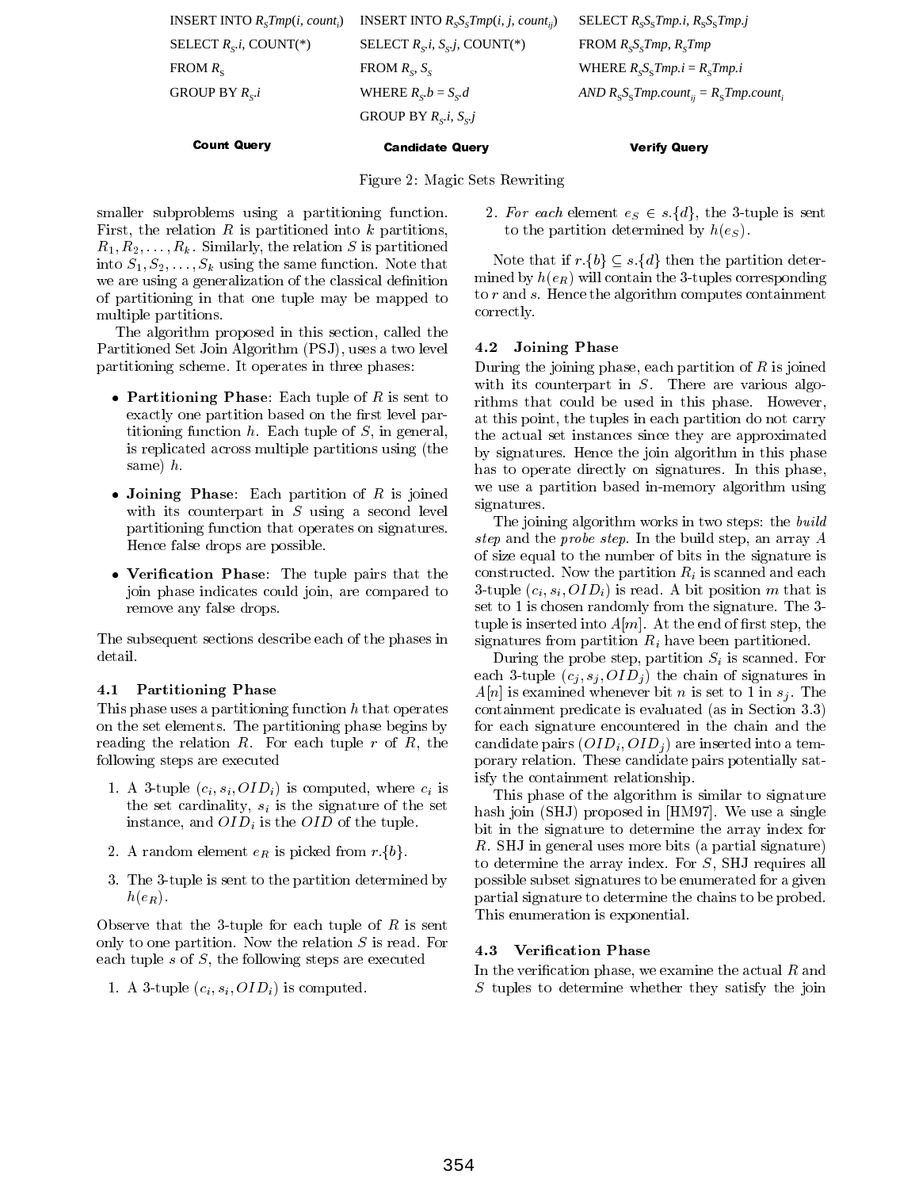```
INSERT INTO R_S Tmp(i, count_i)
SELECT R_S.i, COUNT(*)
FROM R_S
GROUP BY R_S.i
```

**Count Query**

```
INSERT INTO R_S S_S Tmp(i, j, count_ij)
SELECT R_S.i, S_S.j, COUNT(*)
FROM R_S, S_S
WHERE R_S.b = S_S.d
GROUP BY R_S.i, S_S.j
```

**Candidate Query**

```
SELECT R_S S_S Tmp.i, R_S S_S Tmp.j
FROM R_S S_S Tmp, R_S Tmp
WHERE R_S S_S Tmp.i = R_S Tmp.i
AND R_S S_S Tmp.count_ij = R_S Tmp.count_i
```

**Verify Query**

Figure 2: Magic Sets Rewriting

smaller subproblems using a partitioning function. First, the relation $R$ is partitioned into $k$ partitions, $R_1, R_2, \ldots, R_k$. Similarly, the relation $S$ is partitioned into $S_1, S_2, \ldots, S_k$ using the same function. Note that we are using a generalization of the classical definition of partitioning in that one tuple may be mapped to multiple partitions.

The algorithm proposed in this section, called the Partitioned Set Join Algorithm (PSJ), uses a two level partitioning scheme. It operates in three phases:

- **Partitioning Phase**: Each tuple of $R$ is sent to exactly one partition based on the first level partitioning function $h$. Each tuple of $S$, in general, is replicated across multiple partitions using (the same) $h$.
- **Joining Phase**: Each partition of $R$ is joined with its counterpart in $S$ using a second level partitioning function that operates on signatures. Hence false drops are possible.
- **Verification Phase**: The tuple pairs that the join phase indicates could join, are compared to remove any false drops.

The subsequent sections describe each of the phases in detail.

### 4.1 Partitioning Phase

This phase uses a partitioning function $h$ that operates on the set elements. The partitioning phase begins by reading the relation $R$. For each tuple $r$ of $R$, the following steps are executed

1. A 3-tuple $(c_i, s_i, OID_i)$ is computed, where $c_i$ is the set cardinality, $s_i$ is the signature of the set instance, and $OID_i$ is the $OID$ of the tuple.
2. A random element $e_R$ is picked from $r.\{b\}$.
3. The 3-tuple is sent to the partition determined by $h(e_R)$.

Observe that the 3-tuple for each tuple of $R$ is sent only to one partition. Now the relation $S$ is read. For each tuple $s$ of $S$, the following steps are executed

1. A 3-tuple $(c_i, s_i, OID_i)$ is computed.
2. *For each* element $e_S \in s.\{d\}$, the 3-tuple is sent to the partition determined by $h(e_S)$.

Note that if $r.\{b\} \subseteq s.\{d\}$ then the partition determined by $h(e_R)$ will contain the 3-tuples corresponding to $r$ and $s$. Hence the algorithm computes containment correctly.

### 4.2 Joining Phase

During the joining phase, each partition of $R$ is joined with its counterpart in $S$. There are various algorithms that could be used in this phase. However, at this point, the tuples in each partition do not carry the actual set instances since they are approximated by signatures. Hence the join algorithm in this phase has to operate directly on signatures. In this phase, we use a partition based in-memory algorithm using signatures.

The joining algorithm works in two steps: the *build step* and the *probe step*. In the build step, an array $A$ of size equal to the number of bits in the signature is constructed. Now the partition $R_i$ is scanned and each 3-tuple $(c_i, s_i, OID_i)$ is read. A bit position $m$ that is set to 1 is chosen randomly from the signature. The 3-tuple is inserted into $A[m]$. At the end of first step, the signatures from partition $R_i$ have been partitioned.

During the probe step, partition $S_i$ is scanned. For each 3-tuple $(c_j, s_j, OID_j)$ the chain of signatures in $A[n]$ is examined whenever bit $n$ is set to 1 in $s_j$. The containment predicate is evaluated (as in Section 3.3) for each signature encountered in the chain and the candidate pairs $(OID_i, OID_j)$ are inserted into a temporary relation. These candidate pairs potentially satisfy the containment relationship.

This phase of the algorithm is similar to signature hash join (SHJ) proposed in [HM97]. We use a single bit in the signature to determine the array index for $R$. SHJ in general uses more bits (a partial signature) to determine the array index. For $S$, SHJ requires all possible subset signatures to be enumerated for a given partial signature to determine the chains to be probed. This enumeration is exponential.

### 4.3 Verification Phase

In the verification phase, we examine the actual $R$ and $S$ tuples to determine whether they satisfy the join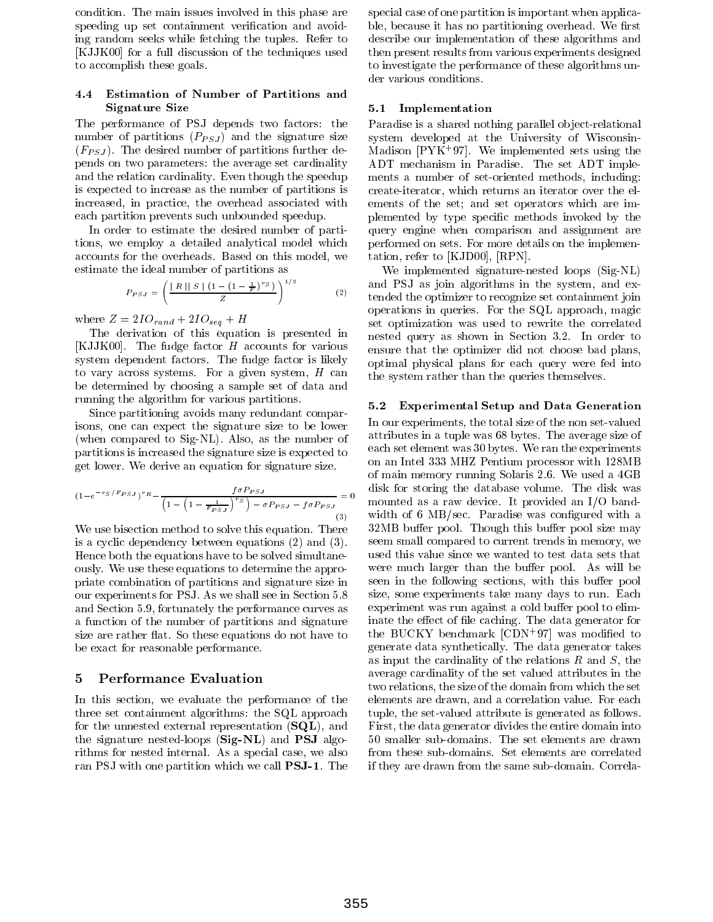condition. The main issues involved in this phase are speeding up set containment verification and avoiding random seeks while fetching the tuples. Refer to [KJJK00] for a full discussion of the techniques used to accomplish these goals.

### 4.4 Estimation of Number of Partitions and Signature Size

The performance of PSJ depends two factors: the number of partitions ($P_{PSJ}$) and the signature size ($F_{PSJ}$). The desired number of partitions further depends on two parameters: the average set cardinality and the relation cardinality. Even though the speedup is expected to increase as the number of partitions is increased, in practice, the overhead associated with each partition prevents such unbounded speedup.

In order to estimate the desired number of partitions, we employ a detailed analytical model which accounts for the overheads. Based on this model, we estimate the ideal number of partitions as

$$P_{PSJ} = \left( \frac{|R||S|\left(1 - \left(1 - \frac{1}{F}\right)^{r_S}\right)}{Z} \right)^{1/3} \quad (2)$$

where $Z = 2IO_{rand} + 2IO_{seq} + H$

The derivation of this equation is presented in [KJJK00]. The fudge factor $H$ accounts for various system dependent factors. The fudge factor is likely to vary across systems. For a given system, $H$ can be determined by choosing a sample set of data and running the algorithm for various partitions.

Since partitioning avoids many redundant comparisons, one can expect the signature size to be lower (when compared to Sig-NL). Also, as the number of partitions is increased the signature size is expected to get lower. We derive an equation for signature size.

$$(1 - e^{-r_S/F_{PSJ}})^{r_R} - \frac{f\sigma P_{PSJ}}{\left(1 - \left(1 - \frac{1}{F_{PSJ}}\right)^{r_S}\right) - \sigma P_{PSJ} - f\sigma P_{PSJ}} = 0 \quad (3)$$

We use bisection method to solve this equation. There is a cyclic dependency between equations (2) and (3). Hence both the equations have to be solved simultaneously. We use these equations to determine the appropriate combination of partitions and signature size in our experiments for PSJ. As we shall see in Section 5.8 and Section 5.9, fortunately the performance curves as a function of the number of partitions and signature size are rather flat. So these equations do not have to be exact for reasonable performance.

## 5 Performance Evaluation

In this section, we evaluate the performance of the three set containment algorithms: the SQL approach for the unnested external representation (**SQL**), and the signature nested-loops (**Sig-NL**) and **PSJ** algorithms for nested internal. As a special case, we also ran PSJ with one partition which we call **PSJ-1**. The special case of one partition is important when applicable, because it has no partitioning overhead. We first describe our implementation of these algorithms and then present results from various experiments designed to investigate the performance of these algorithms under various conditions.

### 5.1 Implementation

Paradise is a shared nothing parallel object-relational system developed at the University of Wisconsin-Madison [PYK+97]. We implemented sets using the ADT mechanism in Paradise. The set ADT implements a number of set-oriented methods, including: create-iterator, which returns an iterator over the elements of the set; and set operators which are implemented by type specific methods invoked by the query engine when comparison and assignment are performed on sets. For more details on the implementation, refer to [KJD00], [RPN].

We implemented signature-nested loops (Sig-NL) and PSJ as join algorithms in the system, and extended the optimizer to recognize set containment join operations in queries. For the SQL approach, magic set optimization was used to rewrite the correlated nested query as shown in Section 3.2. In order to ensure that the optimizer did not choose bad plans, optimal physical plans for each query were fed into the system rather than the queries themselves.

### 5.2 Experimental Setup and Data Generation

In our experiments, the total size of the non set-valued attributes in a tuple was 68 bytes. The average size of each set element was 30 bytes. We ran the experiments on an Intel 333 MHZ Pentium processor with 128MB of main memory running Solaris 2.6. We used a 4GB disk for storing the database volume. The disk was mounted as a raw device. It provided an I/O bandwidth of 6 MB/sec. Paradise was configured with a 32MB buffer pool. Though this buffer pool size may seem small compared to current trends in memory, we used this value since we wanted to test data sets that were much larger than the buffer pool. As will be seen in the following sections, with this buffer pool size, some experiments take many days to run. Each experiment was run against a cold buffer pool to eliminate the effect of file caching. The data generator for the BUCKY benchmark [CDN+97] was modified to generate data synthetically. The data generator takes as input the cardinality of the relations $R$ and $S$, the average cardinality of the set valued attributes in the two relations, the size of the domain from which the set elements are drawn, and a correlation value. For each tuple, the set-valued attribute is generated as follows. First, the data generator divides the entire domain into 50 smaller sub-domains. The set elements are drawn from these sub-domains. Set elements are correlated if they are drawn from the same sub-domain. Correla-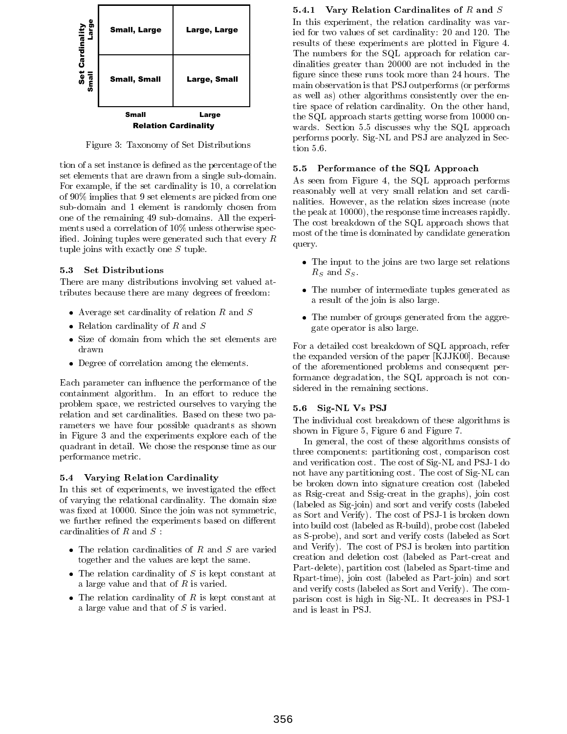| Set Cardinality | Small (Relation Cardinality) | Large (Relation Cardinality) |
|---|---|---|
| Large | Small, Large | Large, Large |
| Small | Small, Small | Large, Small |

Figure 3: Taxonomy of Set Distributions

tion of a set instance is defined as the percentage of the set elements that are drawn from a single sub-domain. For example, if the set cardinality is 10, a correlation of 90% implies that 9 set elements are picked from one sub-domain and 1 element is randomly chosen from one of the remaining 49 sub-domains. All the experiments used a correlation of 10% unless otherwise specified. Joining tuples were generated such that every $R$ tuple joins with exactly one $S$ tuple.

### 5.3 Set Distributions

There are many distributions involving set valued attributes because there are many degrees of freedom:

- Average set cardinality of relation $R$ and $S$
- Relation cardinality of $R$ and $S$
- Size of domain from which the set elements are drawn
- Degree of correlation among the elements.

Each parameter can influence the performance of the containment algorithm. In an effort to reduce the problem space, we restricted ourselves to varying the relation and set cardinalities. Based on these two parameters we have four possible quadrants as shown in Figure 3 and the experiments explore each of the quadrant in detail. We chose the response time as our performance metric.

### 5.4 Varying Relation Cardinality

In this set of experiments, we investigated the effect of varying the relational cardinality. The domain size was fixed at 10000. Since the join was not symmetric, we further refined the experiments based on different cardinalities of $R$ and $S$ :

- The relation cardinalities of $R$ and $S$ are varied together and the values are kept the same.
- The relation cardinality of $S$ is kept constant at a large value and that of $R$ is varied.
- The relation cardinality of $R$ is kept constant at a large value and that of $S$ is varied.

#### 5.4.1 Vary Relation Cardinalites of $R$ and $S$

In this experiment, the relation cardinality was varied for two values of set cardinality: 20 and 120. The results of these experiments are plotted in Figure 4. The numbers for the SQL approach for relation cardinalities greater than 20000 are not included in the figure since these runs took more than 24 hours. The main observation is that PSJ outperforms (or performs as well as) other algorithms consistently over the entire space of relation cardinality. On the other hand, the SQL approach starts getting worse from 10000 onwards. Section 5.5 discusses why the SQL approach performs poorly. Sig-NL and PSJ are analyzed in Section 5.6.

### 5.5 Performance of the SQL Approach

As seen from Figure 4, the SQL approach performs reasonably well at very small relation and set cardinalities. However, as the relation sizes increase (note the peak at 10000), the response time increases rapidly. The cost breakdown of the SQL approach shows that most of the time is dominated by candidate generation query.

- The input to the joins are two large set relations $R_S$ and $S_S$.
- The number of intermediate tuples generated as a result of the join is also large.
- The number of groups generated from the aggregate operator is also large.

For a detailed cost breakdown of SQL approach, refer the expanded version of the paper [KJJK00]. Because of the aforementioned problems and consequent performance degradation, the SQL approach is not considered in the remaining sections.

### 5.6 Sig-NL Vs PSJ

The individual cost breakdown of these algorithms is shown in Figure 5, Figure 6 and Figure 7.

In general, the cost of these algorithms consists of three components: partitioning cost, comparison cost and verification cost. The cost of Sig-NL and PSJ-1 do not have any partitioning cost. The cost of Sig-NL can be broken down into signature creation cost (labeled as Rsig-creat and Ssig-creat in the graphs), join cost (labeled as Sig-join) and sort and verify costs (labeled as Sort and Verify). The cost of PSJ-1 is broken down into build cost (labeled as R-build), probe cost (labeled as S-probe), and sort and verify costs (labeled as Sort and Verify). The cost of PSJ is broken into partition creation and deletion cost (labeled as Part-creat and Part-delete), partition cost (labeled as Spart-time and Rpart-time), join cost (labeled as Part-join) and sort and verify costs (labeled as Sort and Verify). The comparison cost is high in Sig-NL. It decreases in PSJ-1 and is least in PSJ.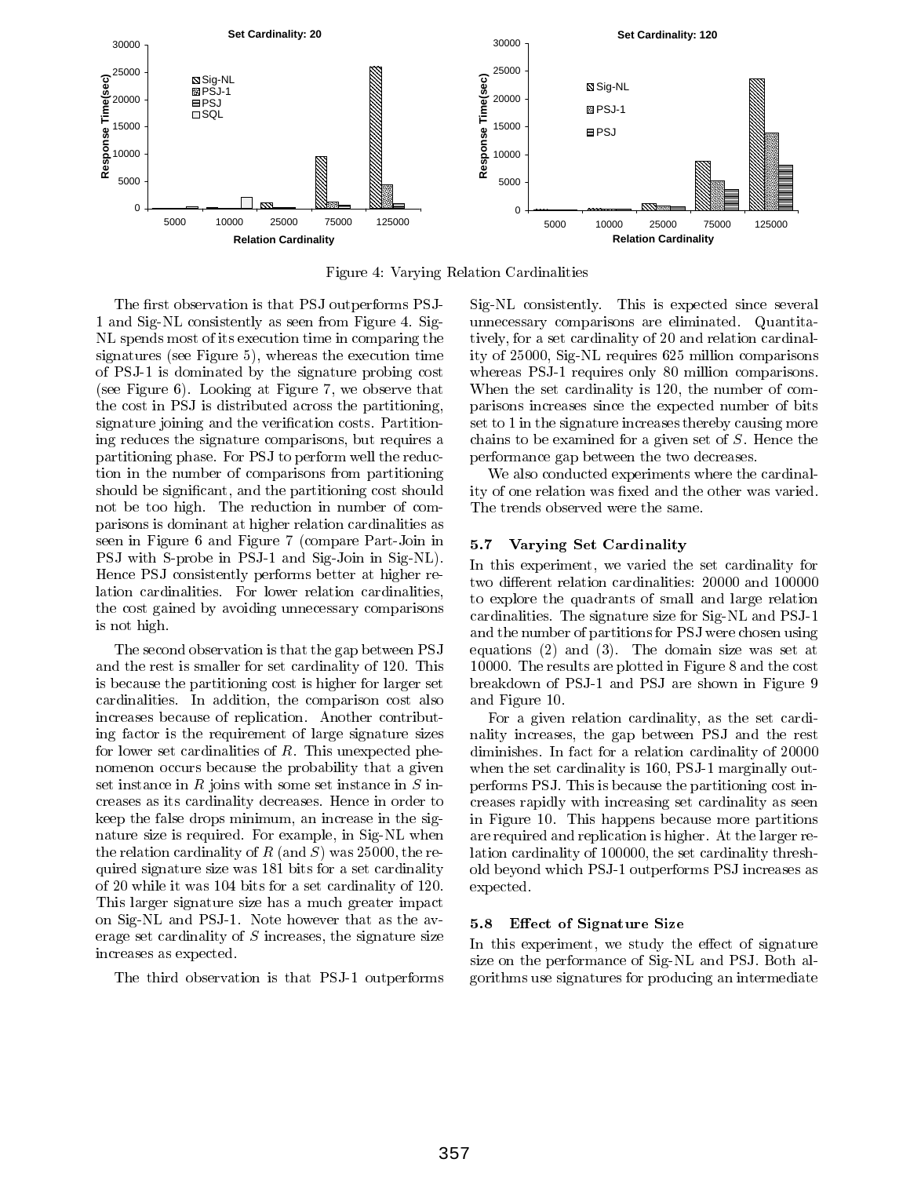Figure 4: Varying Relation Cardinalities

The first observation is that PSJ outperforms PSJ-1 and Sig-NL consistently as seen from Figure 4. Sig-NL spends most of its execution time in comparing the signatures (see Figure 5), whereas the execution time of PSJ-1 is dominated by the signature probing cost (see Figure 6). Looking at Figure 7, we observe that the cost in PSJ is distributed across the partitioning, signature joining and the verification costs. Partitioning reduces the signature comparisons, but requires a partitioning phase. For PSJ to perform well the reduction in the number of comparisons from partitioning should be significant, and the partitioning cost should not be too high. The reduction in number of comparisons is dominant at higher relation cardinalities as seen in Figure 6 and Figure 7 (compare Part-Join in PSJ with S-probe in PSJ-1 and Sig-Join in Sig-NL). Hence PSJ consistently performs better at higher relation cardinalities. For lower relation cardinalities, the cost gained by avoiding unnecessary comparisons is not high.

The second observation is that the gap between PSJ and the rest is smaller for set cardinality of 120. This is because the partitioning cost is higher for larger set cardinalities. In addition, the comparison cost also increases because of replication. Another contributing factor is the requirement of large signature sizes for lower set cardinalities of $R$. This unexpected phenomenon occurs because the probability that a given set instance in $R$ joins with some set instance in $S$ increases as its cardinality decreases. Hence in order to keep the false drops minimum, an increase in the signature size is required. For example, in Sig-NL when the relation cardinality of $R$ (and $S$) was 25000, the required signature size was 181 bits for a set cardinality of 20 while it was 104 bits for a set cardinality of 120. This larger signature size has a much greater impact on Sig-NL and PSJ-1. Note however that as the average set cardinality of $S$ increases, the signature size increases as expected.

The third observation is that PSJ-1 outperforms Sig-NL consistently. This is expected since several unnecessary comparisons are eliminated. Quantitatively, for a set cardinality of 20 and relation cardinality of 25000, Sig-NL requires 625 million comparisons whereas PSJ-1 requires only 80 million comparisons. When the set cardinality is 120, the number of comparisons increases since the expected number of bits set to 1 in the signature increases thereby causing more chains to be examined for a given set of $S$. Hence the performance gap between the two decreases.

We also conducted experiments where the cardinality of one relation was fixed and the other was varied. The trends observed were the same.

### 5.7 Varying Set Cardinality

In this experiment, we varied the set cardinality for two different relation cardinalities: 20000 and 100000 to explore the quadrants of small and large relation cardinalities. The signature size for Sig-NL and PSJ-1 and the number of partitions for PSJ were chosen using equations (2) and (3). The domain size was set at 10000. The results are plotted in Figure 8 and the cost breakdown of PSJ-1 and PSJ are shown in Figure 9 and Figure 10.

For a given relation cardinality, as the set cardinality increases, the gap between PSJ and the rest diminishes. In fact for a relation cardinality of 20000 when the set cardinality is 160, PSJ-1 marginally outperforms PSJ. This is because the partitioning cost increases rapidly with increasing set cardinality as seen in Figure 10. This happens because more partitions are required and replication is higher. At the larger relation cardinality of 100000, the set cardinality threshold beyond which PSJ-1 outperforms PSJ increases as expected.

### 5.8 Effect of Signature Size

In this experiment, we study the effect of signature size on the performance of Sig-NL and PSJ. Both algorithms use signatures for producing an intermediate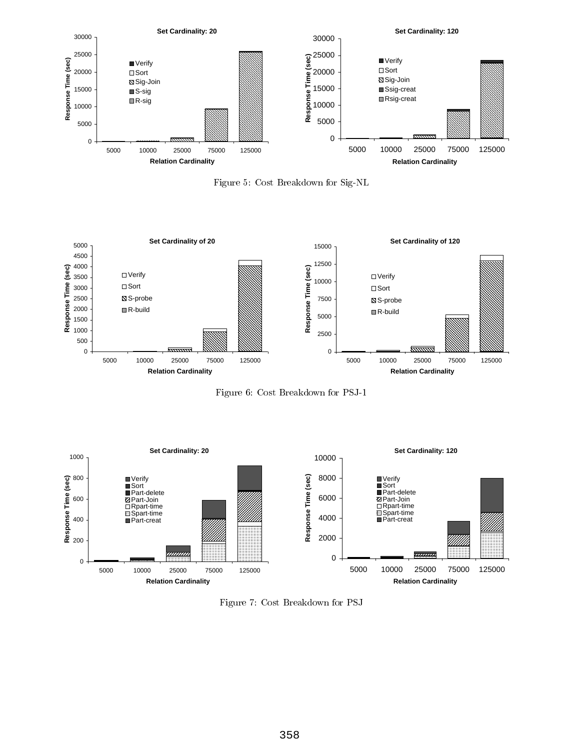Figure 5: Cost Breakdown for Sig-NL

Figure 6: Cost Breakdown for PSJ-1

Figure 7: Cost Breakdown for PSJ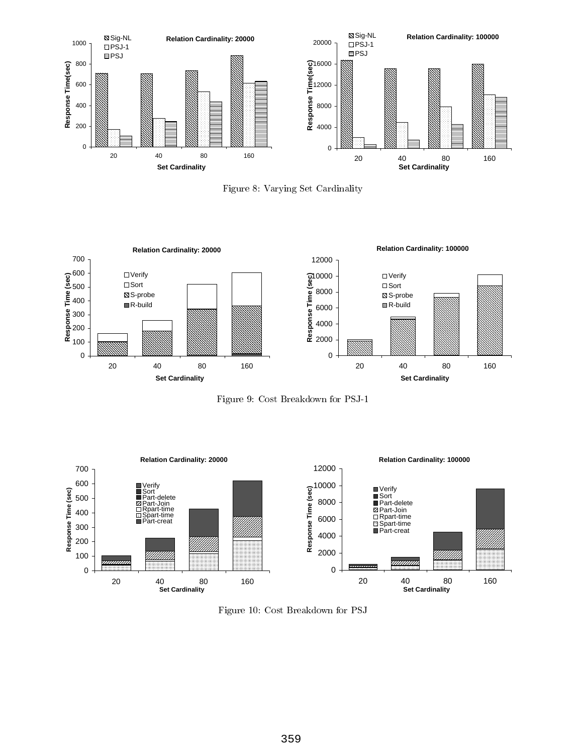Figure 8: Varying Set Cardinality

Figure 9: Cost Breakdown for PSJ-1

Figure 10: Cost Breakdown for PSJ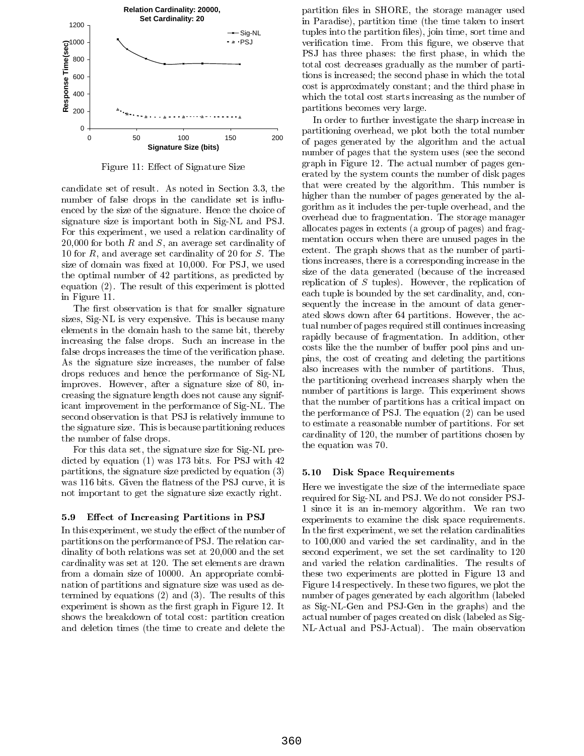Figure 11: Effect of Signature Size

candidate set of result. As noted in Section 3.3, the number of false drops in the candidate set is influenced by the size of the signature. Hence the choice of signature size is important both in Sig-NL and PSJ. For this experiment, we used a relation cardinality of 20,000 for both $R$ and $S$, an average set cardinality of 10 for $R$, and average set cardinality of 20 for $S$. The size of domain was fixed at 10,000. For PSJ, we used the optimal number of 42 partitions, as predicted by equation (2). The result of this experiment is plotted in Figure 11.

The first observation is that for smaller signature sizes, Sig-NL is very expensive. This is because many elements in the domain hash to the same bit, thereby increasing the false drops. Such an increase in the false drops increases the time of the verification phase. As the signature size increases, the number of false drops reduces and hence the performance of Sig-NL improves. However, after a signature size of 80, increasing the signature length does not cause any significant improvement in the performance of Sig-NL. The second observation is that PSJ is relatively immune to the signature size. This is because partitioning reduces the number of false drops.

For this data set, the signature size for Sig-NL predicted by equation (1) was 173 bits. For PSJ with 42 partitions, the signature size predicted by equation (3) was 116 bits. Given the flatness of the PSJ curve, it is not important to get the signature size exactly right.

### 5.9 Effect of Increasing Partitions in PSJ

In this experiment, we study the effect of the number of partitions on the performance of PSJ. The relation cardinality of both relations was set at 20,000 and the set cardinality was set at 120. The set elements are drawn from a domain size of 10000. An appropriate combination of partitions and signature size was used as determined by equations (2) and (3). The results of this experiment is shown as the first graph in Figure 12. It shows the breakdown of total cost: partition creation and deletion times (the time to create and delete the partition files in SHORE, the storage manager used in Paradise), partition time (the time taken to insert tuples into the partition files), join time, sort time and verification time. From this figure, we observe that PSJ has three phases: the first phase, in which the total cost decreases gradually as the number of partitions is increased; the second phase in which the total cost is approximately constant; and the third phase in which the total cost starts increasing as the number of partitions becomes very large.

In order to further investigate the sharp increase in partitioning overhead, we plot both the total number of pages generated by the algorithm and the actual number of pages that the system uses (see the second graph in Figure 12. The actual number of pages generated by the system counts the number of disk pages that were created by the algorithm. This number is higher than the number of pages generated by the algorithm as it includes the per-tuple overhead, and the overhead due to fragmentation. The storage manager allocates pages in extents (a group of pages) and fragmentation occurs when there are unused pages in the extent. The graph shows that as the number of partitions increases, there is a corresponding increase in the size of the data generated (because of the increased replication of $S$ tuples). However, the replication of each tuple is bounded by the set cardinality, and, consequently the increase in the amount of data generated slows down after 64 partitions. However, the actual number of pages required still continues increasing rapidly because of fragmentation. In addition, other costs like the the number of buffer pool pins and unpins, the cost of creating and deleting the partitions also increases with the number of partitions. Thus, the partitioning overhead increases sharply when the number of partitions is large. This experiment shows that the number of partitions has a critical impact on the performance of PSJ. The equation (2) can be used to estimate a reasonable number of partitions. For set cardinality of 120, the number of partitions chosen by the equation was 70.

### 5.10 Disk Space Requirements

Here we investigate the size of the intermediate space required for Sig-NL and PSJ. We do not consider PSJ-1 since it is an in-memory algorithm. We ran two experiments to examine the disk space requirements. In the first experiment, we set the relation cardinalities to 100,000 and varied the set cardinality, and in the second experiment, we set the set cardinality to 120 and varied the relation cardinalities. The results of these two experiments are plotted in Figure 13 and Figure 14 respectively. In these two figures, we plot the number of pages generated by each algorithm (labeled as Sig-NL-Gen and PSJ-Gen in the graphs) and the actual number of pages created on disk (labeled as Sig-NL-Actual and PSJ-Actual). The main observation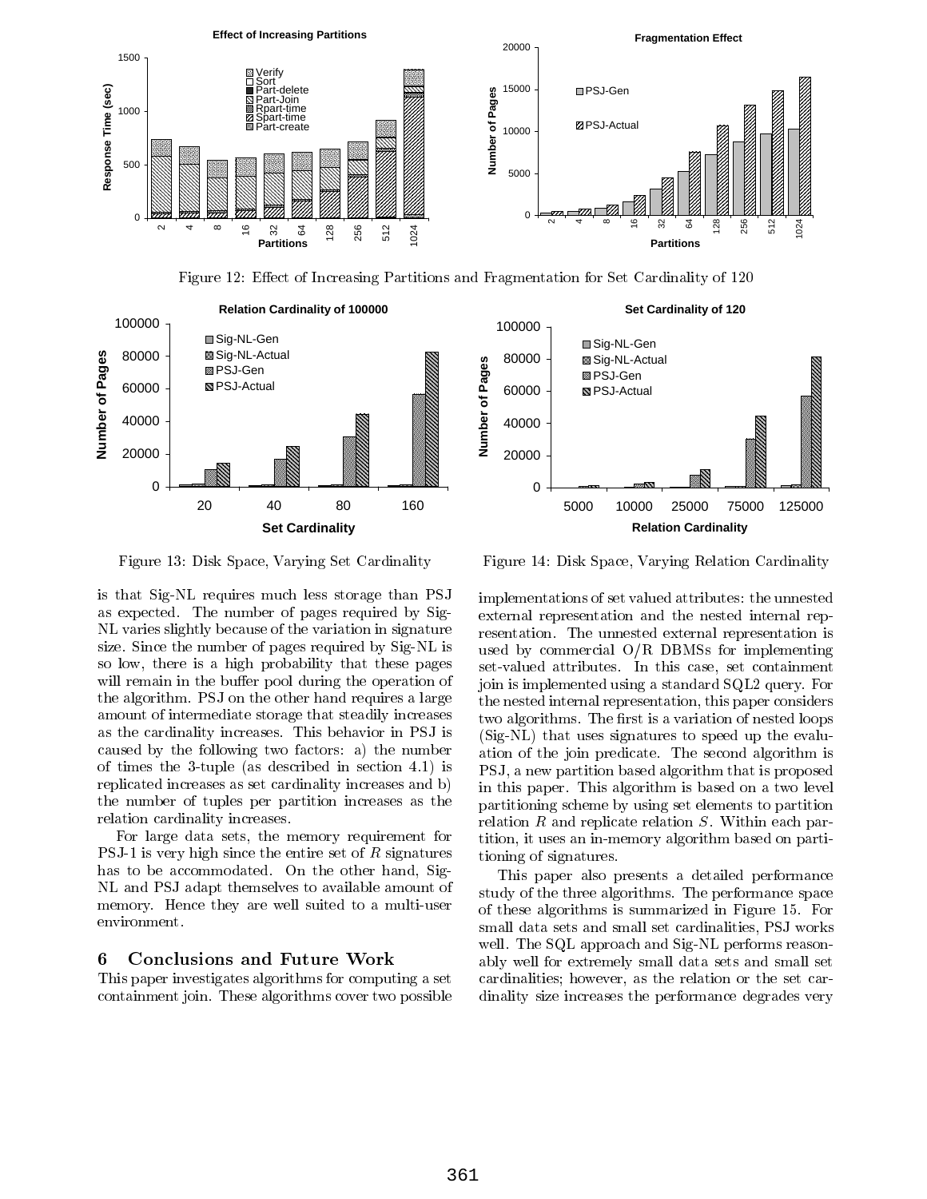Figure 12: Effect of Increasing Partitions and Fragmentation for Set Cardinality of 120

Figure 13: Disk Space, Varying Set Cardinality

Figure 14: Disk Space, Varying Relation Cardinality

is that Sig-NL requires much less storage than PSJ as expected. The number of pages required by Sig-NL varies slightly because of the variation in signature size. Since the number of pages required by Sig-NL is so low, there is a high probability that these pages will remain in the buffer pool during the operation of the algorithm. PSJ on the other hand requires a large amount of intermediate storage that steadily increases as the cardinality increases. This behavior in PSJ is caused by the following two factors: a) the number of times the 3-tuple (as described in section 4.1) is replicated increases as set cardinality increases and b) the number of tuples per partition increases as the relation cardinality increases.

For large data sets, the memory requirement for PSJ-1 is very high since the entire set of $R$ signatures has to be accommodated. On the other hand, Sig-NL and PSJ adapt themselves to available amount of memory. Hence they are well suited to a multi-user environment.

## 6 Conclusions and Future Work

This paper investigates algorithms for computing a set containment join. These algorithms cover two possible implementations of set valued attributes: the unnested external representation and the nested internal representation. The unnested external representation is used by commercial O/R DBMSs for implementing set-valued attributes. In this case, set containment join is implemented using a standard SQL2 query. For the nested internal representation, this paper considers two algorithms. The first is a variation of nested loops (Sig-NL) that uses signatures to speed up the evaluation of the join predicate. The second algorithm is PSJ, a new partition based algorithm that is proposed in this paper. This algorithm is based on a two level partitioning scheme by using set elements to partition relation $R$ and replicate relation $S$. Within each partition, it uses an in-memory algorithm based on partitioning of signatures.

This paper also presents a detailed performance study of the three algorithms. The performance space of these algorithms is summarized in Figure 15. For small data sets and small set cardinalities, PSJ works well. The SQL approach and Sig-NL performs reasonably well for extremely small data sets and small set cardinalities; however, as the relation or the set cardinality size increases the performance degrades very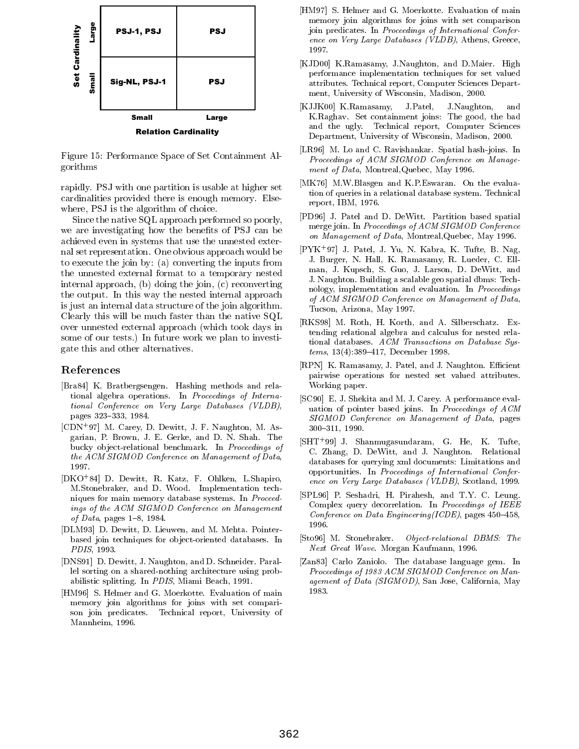Set Cardinality

Large

Small

PSJ-1, PSJ

PSJ

Sig-NL, PSJ-1

PSJ

Small

Large

Relation Cardinality

Figure 15: Performance Space of Set Containment Algorithms

rapidly. PSJ with one partition is usable at higher set cardinalities provided there is enough memory. Elsewhere, PSJ is the algorithm of choice.

Since the native SQL approach performed so poorly, we are investigating how the benefits of PSJ can be achieved even in systems that use the unnested external set representation. One obvious approach would be to execute the join by: (a) converting the inputs from the unnested external format to a temporary nested internal approach, (b) doing the join, (c) reconverting the output. In this way the nested internal approach is just an internal data structure of the join algorithm. Clearly this will be much faster than the native SQL over unnested external approach (which took days in some of our tests.) In future work we plan to investigate this and other alternatives.

## References

[Bra84] K. Bratbergsengen. Hashing methods and relational algebra operations. In *Proceedings of International Conference on Very Large Databases (VLDB)*, pages 323–333, 1984.

[CDN+97] M. Carey, D. Dewitt, J. F. Naughton, M. Asgarian, P. Brown, J. E. Gerke, and D. N. Shah. The bucky object-relational benchmark. In *Proceedings of the ACM SIGMOD Conference on Management of Data*, 1997.

[DKO+84] D. Dewitt, R. Katz, F. Ohlken, L.Shapiro, M.Stonebraker, and D. Wood. Implementation techniques for main memory database systems. In *Proceedings of the ACM SIGMOD Conference on Management of Data*, pages 1–8, 1984.

[DLM93] D. Dewitt, D. Lieuwen, and M. Mehta. Pointer-based join techniques for object-oriented databases. In *PDIS*, 1993.

[DNS91] D. Dewitt, J. Naughton, and D. Schneider. Parallel sorting on a shared-nothing architecture using probabilistic splitting. In *PDIS*, Miami Beach, 1991.

[HM96] S. Helmer and G. Moerkotte. Evaluation of main memory join algorithms for joins with set comparison join predicates. Technical report, University of Mannheim, 1996.

[HM97] S. Helmer and G. Moerkotte. Evaluation of main memory join algorithms for joins with set comparison join predicates. In *Proceedings of International Conference on Very Large Databases (VLDB)*, Athens, Greece, 1997.

[KJD00] K.Ramasamy, J.Naughton, and D.Maier. High performance implementation techniques for set valued attributes. Technical report, Computer Sciences Department, University of Wisconsin, Madison, 2000.

[KJJK00] K.Ramasamy, J.Patel, J.Naughton, and K.Raghav. Set containment joins: The good, the bad and the ugly. Technical report, Computer Sciences Department, University of Wisconsin, Madison, 2000.

[LR96] M. Lo and C. Ravishankar. Spatial hash-joins. In *Proceedings of ACM SIGMOD Conference on Management of Data*, Montreal,Quebec, May 1996.

[MK76] M.W.Blasgen and K.P.Eswaran. On the evaluation of queries in a relational database system. Technical report, IBM, 1976.

[PD96] J. Patel and D. DeWitt. Partition based spatial merge join. In *Proceedings of ACM SIGMOD Conference on Management of Data*, Montreal,Quebec, May 1996.

[PYK+97] J. Patel, J. Yu, N. Kabra, K. Tufte, B. Nag, J. Burger, N. Hall, K. Ramasamy, R. Lueder, C. Ellman, J. Kupsch, S. Guo, J. Larson, D. DeWitt, and J. Naughton. Building a scalable geo spatial dbms: Technology, implementation and evaluation. In *Proceedings of ACM SIGMOD Conference on Management of Data*, Tucson, Arizona, May 1997.

[RKS98] M. Roth, H. Korth, and A. Silberschatz. Extending relational algebra and calculus for nested relational databases. *ACM Transactions on Database Systems*, 13(4):389–417, December 1998.

[RPN] K. Ramasamy, J. Patel, and J. Naughton. Efficient pairwise operations for nested set valued attributes. Working paper.

[SC90] E. J. Shekita and M. J. Carey. A performance evaluation of pointer based joins. In *Proceedings of ACM SIGMOD Conference on Management of Data*, pages 300–311, 1990.

[SHT+99] J. Shanmugasundaram, G. He, K. Tufte, C. Zhang, D. DeWitt, and J. Naughton. Relational databases for querying xml documents: Limitations and opportunities. In *Proceedings of International Conference on Very Large Databases (VLDB)*, Scotland, 1999.

[SPL96] P. Seshadri, H. Pirahesh, and T.Y. C. Leung. Complex query decorrelation. In *Proceedings of IEEE Conference on Data Engineering(ICDE)*, pages 450–458, 1996.

[Sto96] M. Stonebraker. *Object-relational DBMS: The Next Great Wave*. Morgan Kaufmann, 1996.

[Zan83] Carlo Zaniolo. The database language gem. In *Proceedings of 1983 ACM SIGMOD Conference on Management of Data (SIGMOD)*, San Jose, California, May 1983.